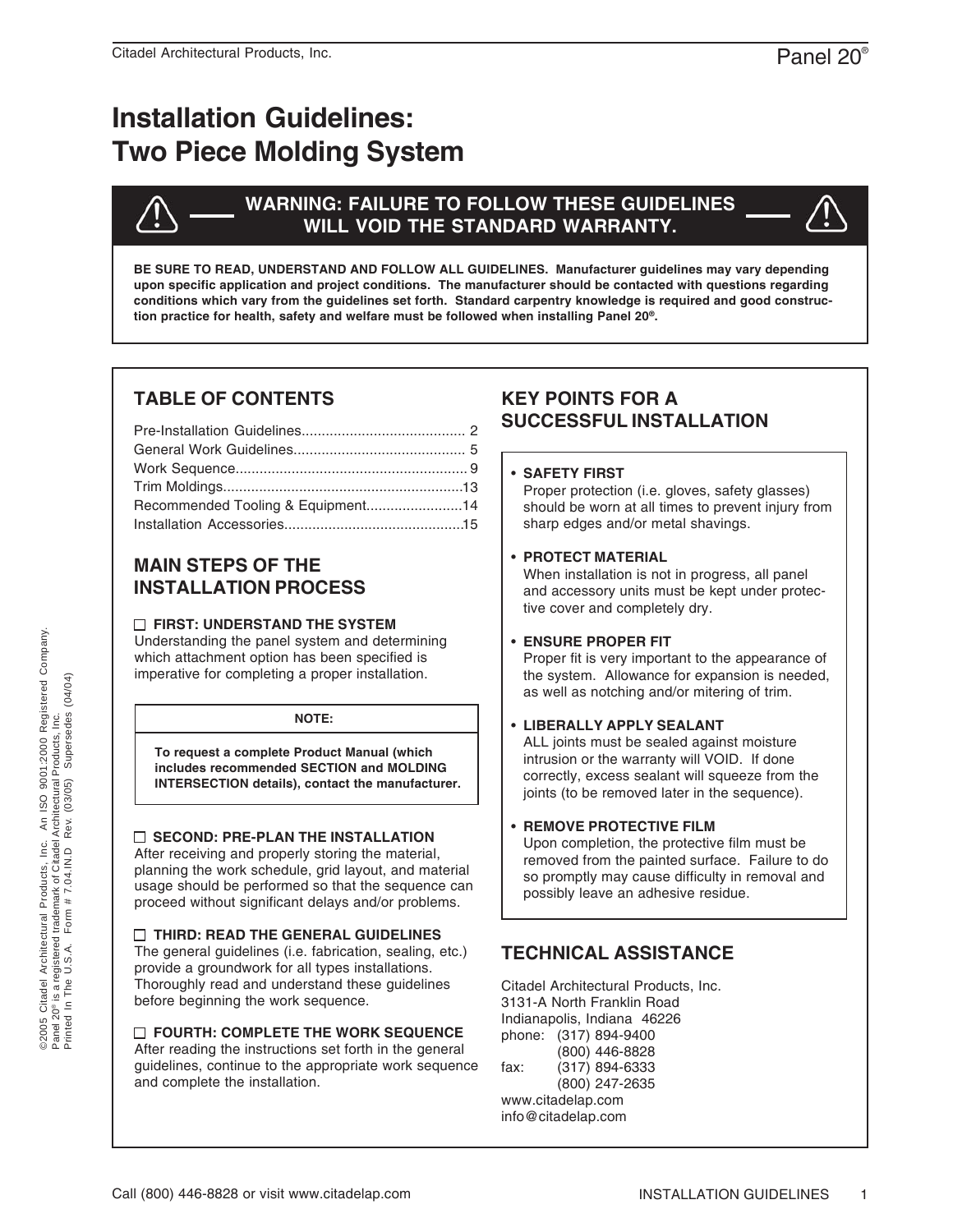# Installation Guidelines: Two Piece Molding System

**WARNING: FAILURE TO FOLLOW THESE GUIDELINES WILL VOID THE STANDARD WARRANTY.**

**BE SURE TO READ, UNDERSTAND AND FOLLOW ALL GUIDELINES. Manufacturer guidelines may vary depending upon specific application and project conditions. The manufacturer should be contacted with questions regarding conditions which vary from the guidelines set forth. Standard carpentry knowledge is required and good construction practice for health, safety and welfare must be followed when installing Panel 20®.**

## TABLE OF CONTENTS

Pre-Installation Guidelines......................................... 2
General Work Guidelines.......................................... 5
Work Sequence......................................................... 9
Trim Moldings..........................................................13
Recommended Tooling & Equipment.......................14
Installation Accessories............................................15

## MAIN STEPS OF THE INSTALLATION PROCESS

☐ **FIRST: UNDERSTAND THE SYSTEM**
Understanding the panel system and determining which attachment option has been specified is imperative for completing a proper installation.

> **NOTE:**
>
> **To request a complete Product Manual (which includes recommended SECTION and MOLDING INTERSECTION details), contact the manufacturer.**

☐ **SECOND: PRE-PLAN THE INSTALLATION**
After receiving and properly storing the material, planning the work schedule, grid layout, and material usage should be performed so that the sequence can proceed without significant delays and/or problems.

☐ **THIRD: READ THE GENERAL GUIDELINES**
The general guidelines (i.e. fabrication, sealing, etc.) provide a groundwork for all types installations. Thoroughly read and understand these guidelines before beginning the work sequence.

☐ **FOURTH: COMPLETE THE WORK SEQUENCE**
After reading the instructions set forth in the general guidelines, continue to the appropriate work sequence and complete the installation.

## KEY POINTS FOR A SUCCESSFUL INSTALLATION

- **SAFETY FIRST**
  Proper protection (i.e. gloves, safety glasses) should be worn at all times to prevent injury from sharp edges and/or metal shavings.
- **PROTECT MATERIAL**
  When installation is not in progress, all panel and accessory units must be kept under protective cover and completely dry.
- **ENSURE PROPER FIT**
  Proper fit is very important to the appearance of the system. Allowance for expansion is needed, as well as notching and/or mitering of trim.
- **LIBERALLY APPLY SEALANT**
  ALL joints must be sealed against moisture intrusion or the warranty will VOID. If done correctly, excess sealant will squeeze from the joints (to be removed later in the sequence).
- **REMOVE PROTECTIVE FILM**
  Upon completion, the protective film must be removed from the painted surface. Failure to do so promptly may cause difficulty in removal and possibly leave an adhesive residue.

## TECHNICAL ASSISTANCE

Citadel Architectural Products, Inc.
3131-A North Franklin Road
Indianapolis, Indiana 46226
phone: (317) 894-9400
(800) 446-8828
fax: (317) 894-6333
(800) 247-2635
www.citadelap.com
info@citadelap.com

©2005 Citadel Architectural Products, Inc. An ISO 9001:2000 Registered Company.
Panel 20® is a registered trademark of Citadel Architectural Products, Inc.
Printed In The U.S.A. Form # 7.04.IN.D Rev. (03/05) Supersedes (04/04)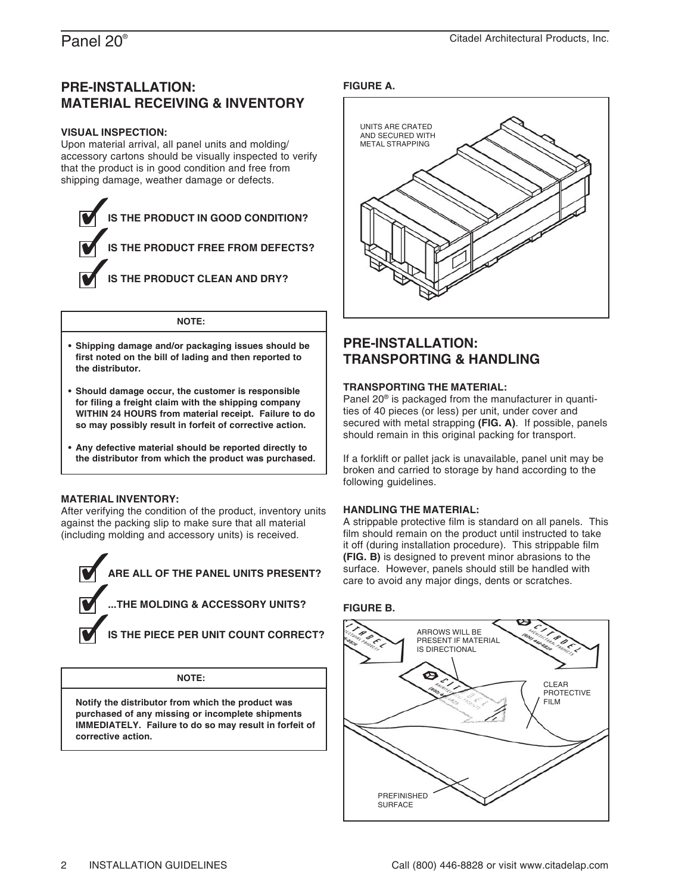## PRE-INSTALLATION: MATERIAL RECEIVING & INVENTORY

**VISUAL INSPECTION:**
Upon material arrival, all panel units and molding/accessory cartons should be visually inspected to verify that the product is in good condition and free from shipping damage, weather damage or defects.

- ✔ **IS THE PRODUCT IN GOOD CONDITION?**
- ✔ **IS THE PRODUCT FREE FROM DEFECTS?**
- ✔ **IS THE PRODUCT CLEAN AND DRY?**

**NOTE:**

- **Shipping damage and/or packaging issues should be first noted on the bill of lading and then reported to the distributor.**
- **Should damage occur, the customer is responsible for filing a freight claim with the shipping company WITHIN 24 HOURS from material receipt. Failure to do so may possibly result in forfeit of corrective action.**
- **Any defective material should be reported directly to the distributor from which the product was purchased.**

**MATERIAL INVENTORY:**
After verifying the condition of the product, inventory units against the packing slip to make sure that all material (including molding and accessory units) is received.

- ✔ **ARE ALL OF THE PANEL UNITS PRESENT?**
- ✔ **...THE MOLDING & ACCESSORY UNITS?**
- ✔ **IS THE PIECE PER UNIT COUNT CORRECT?**

**NOTE:**

**Notify the distributor from which the product was purchased of any missing or incomplete shipments IMMEDIATELY. Failure to do so may result in forfeit of corrective action.**

**FIGURE A.**

UNITS ARE CRATED AND SECURED WITH METAL STRAPPING

## PRE-INSTALLATION: TRANSPORTING & HANDLING

**TRANSPORTING THE MATERIAL:**
Panel 20® is packaged from the manufacturer in quantities of 40 pieces (or less) per unit, under cover and secured with metal strapping **(FIG. A)**. If possible, panels should remain in this original packing for transport.

If a forklift or pallet jack is unavailable, panel unit may be broken and carried to storage by hand according to the following guidelines.

**HANDLING THE MATERIAL:**
A strippable protective film is standard on all panels. This film should remain on the product until instructed to take it off (during installation procedure). This strippable film **(FIG. B)** is designed to prevent minor abrasions to the surface. However, panels should still be handled with care to avoid any major dings, dents or scratches.

**FIGURE B.**

ARROWS WILL BE PRESENT IF MATERIAL IS DIRECTIONAL

CLEAR PROTECTIVE FILM

PREFINISHED SURFACE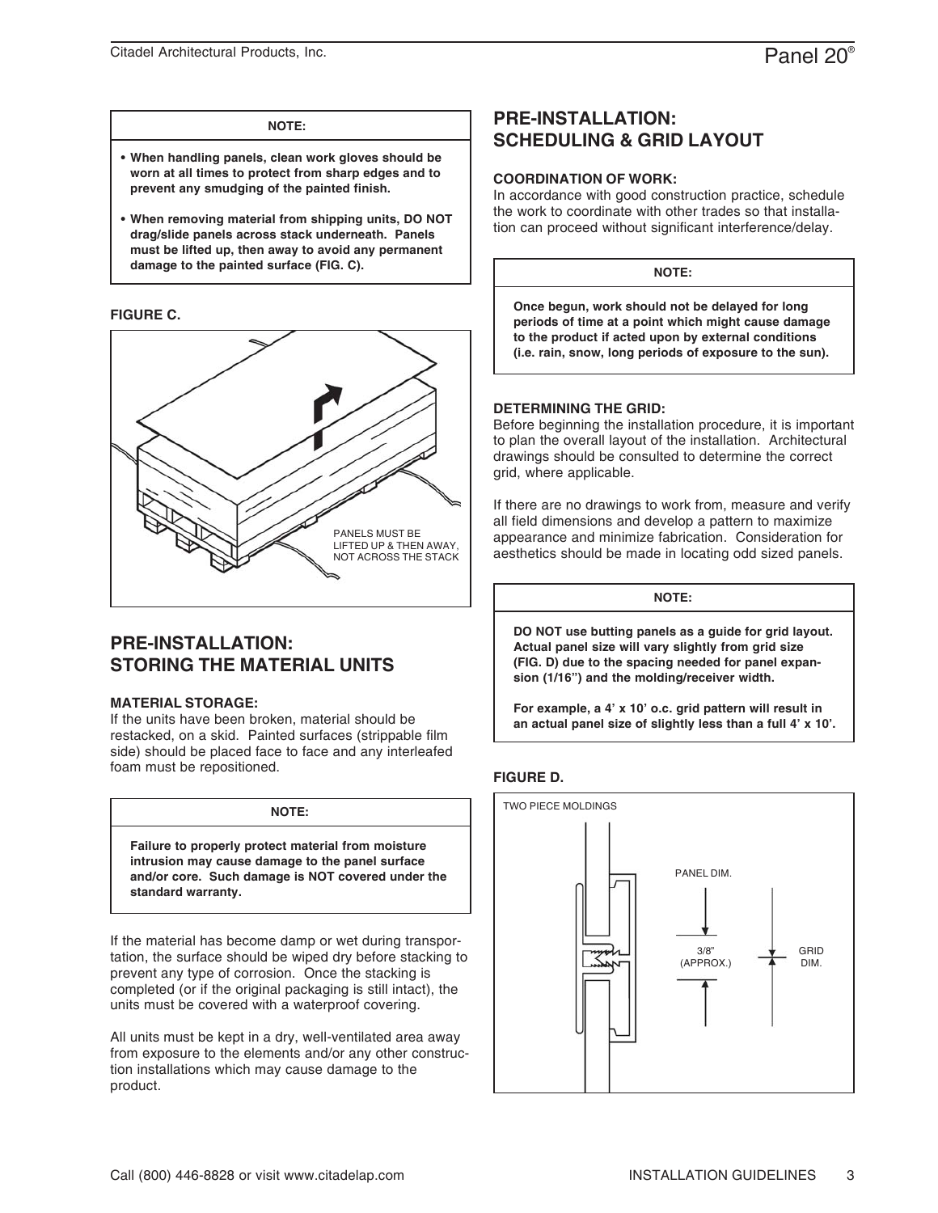**NOTE:**

- **When handling panels, clean work gloves should be worn at all times to protect from sharp edges and to prevent any smudging of the painted finish.**
- **When removing material from shipping units, DO NOT drag/slide panels across stack underneath. Panels must be lifted up, then away to avoid any permanent damage to the painted surface (FIG. C).**

**FIGURE C.**

PANELS MUST BE LIFTED UP & THEN AWAY, NOT ACROSS THE STACK

## PRE-INSTALLATION: STORING THE MATERIAL UNITS

**MATERIAL STORAGE:**
If the units have been broken, material should be restacked, on a skid. Painted surfaces (strippable film side) should be placed face to face and any interleafed foam must be repositioned.

**NOTE:**

**Failure to properly protect material from moisture intrusion may cause damage to the panel surface and/or core. Such damage is NOT covered under the standard warranty.**

If the material has become damp or wet during transportation, the surface should be wiped dry before stacking to prevent any type of corrosion. Once the stacking is completed (or if the original packaging is still intact), the units must be covered with a waterproof covering.

All units must be kept in a dry, well-ventilated area away from exposure to the elements and/or any other construction installations which may cause damage to the product.

## PRE-INSTALLATION: SCHEDULING & GRID LAYOUT

**COORDINATION OF WORK:**
In accordance with good construction practice, schedule the work to coordinate with other trades so that installation can proceed without significant interference/delay.

**NOTE:**

**Once begun, work should not be delayed for long periods of time at a point which might cause damage to the product if acted upon by external conditions (i.e. rain, snow, long periods of exposure to the sun).**

**DETERMINING THE GRID:**
Before beginning the installation procedure, it is important to plan the overall layout of the installation. Architectural drawings should be consulted to determine the correct grid, where applicable.

If there are no drawings to work from, measure and verify all field dimensions and develop a pattern to maximize appearance and minimize fabrication. Consideration for aesthetics should be made in locating odd sized panels.

**NOTE:**

**DO NOT use butting panels as a guide for grid layout. Actual panel size will vary slightly from grid size (FIG. D) due to the spacing needed for panel expansion (1/16") and the molding/receiver width.**

**For example, a 4' x 10' o.c. grid pattern will result in an actual panel size of slightly less than a full 4' x 10'.**

**FIGURE D.**

TWO PIECE MOLDINGS

PANEL DIM.

3/8" (APPROX.)

GRID DIM.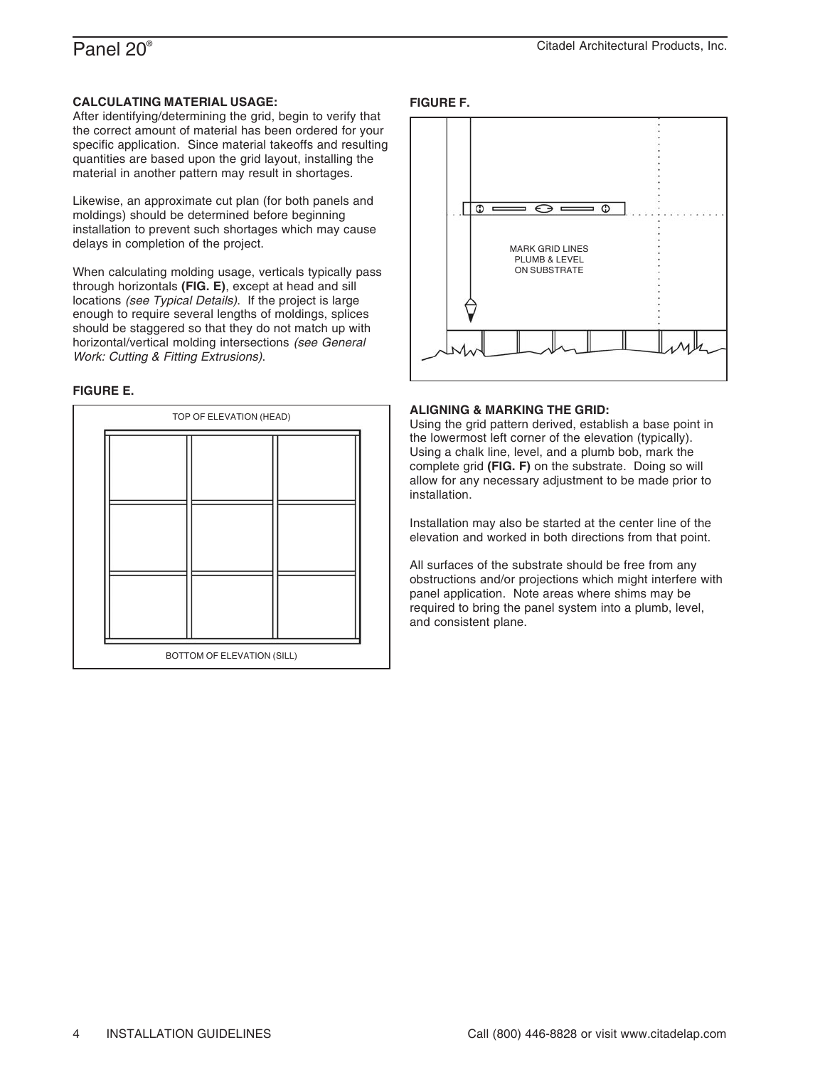**CALCULATING MATERIAL USAGE:**

After identifying/determining the grid, begin to verify that the correct amount of material has been ordered for your specific application. Since material takeoffs and resulting quantities are based upon the grid layout, installing the material in another pattern may result in shortages.

Likewise, an approximate cut plan (for both panels and moldings) should be determined before beginning installation to prevent such shortages which may cause delays in completion of the project.

When calculating molding usage, verticals typically pass through horizontals **(FIG. E)**, except at head and sill locations *(see Typical Details)*. If the project is large enough to require several lengths of moldings, splices should be staggered so that they do not match up with horizontal/vertical molding intersections *(see General Work: Cutting & Fitting Extrusions)*.

**FIGURE E.**

TOP OF ELEVATION (HEAD)

BOTTOM OF ELEVATION (SILL)

**FIGURE F.**

MARK GRID LINES PLUMB & LEVEL ON SUBSTRATE

**ALIGNING & MARKING THE GRID:**

Using the grid pattern derived, establish a base point in the lowermost left corner of the elevation (typically). Using a chalk line, level, and a plumb bob, mark the complete grid **(FIG. F)** on the substrate. Doing so will allow for any necessary adjustment to be made prior to installation.

Installation may also be started at the center line of the elevation and worked in both directions from that point.

All surfaces of the substrate should be free from any obstructions and/or projections which might interfere with panel application. Note areas where shims may be required to bring the panel system into a plumb, level, and consistent plane.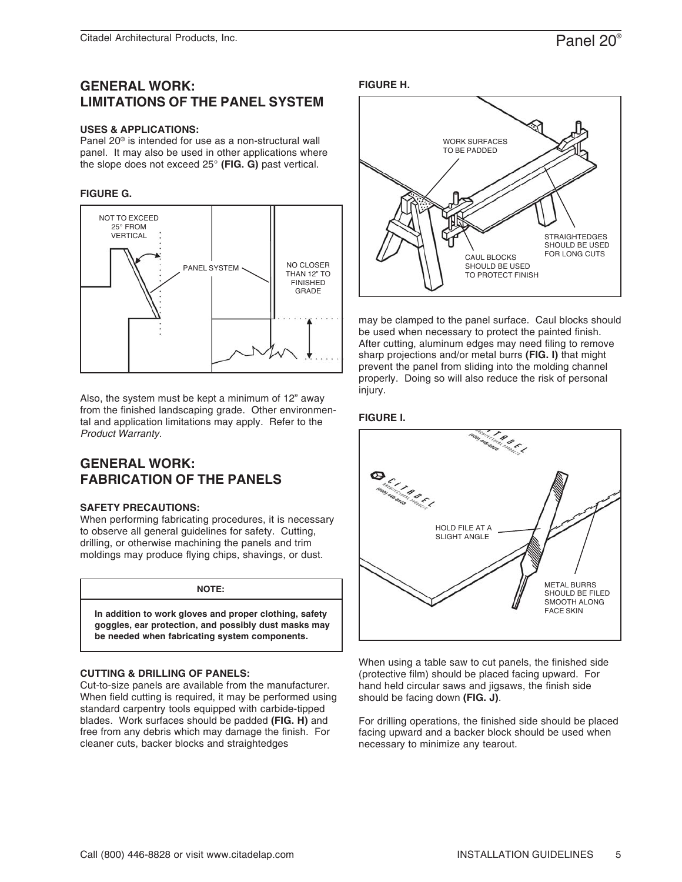## GENERAL WORK: LIMITATIONS OF THE PANEL SYSTEM

### USES & APPLICATIONS:

Panel 20® is intended for use as a non-structural wall panel. It may also be used in other applications where the slope does not exceed 25° **(FIG. G)** past vertical.

**FIGURE G.**

Also, the system must be kept a minimum of 12" away from the finished landscaping grade. Other environmental and application limitations may apply. Refer to the *Product Warranty*.

## GENERAL WORK: FABRICATION OF THE PANELS

### SAFETY PRECAUTIONS:

When performing fabricating procedures, it is necessary to observe all general guidelines for safety. Cutting, drilling, or otherwise machining the panels and trim moldings may produce flying chips, shavings, or dust.

> **NOTE:**
>
> **In addition to work gloves and proper clothing, safety goggles, ear protection, and possibly dust masks may be needed when fabricating system components.**

### CUTTING & DRILLING OF PANELS:

Cut-to-size panels are available from the manufacturer. When field cutting is required, it may be performed using standard carpentry tools equipped with carbide-tipped blades. Work surfaces should be padded **(FIG. H)** and free from any debris which may damage the finish. For cleaner cuts, backer blocks and straightedges may be clamped to the panel surface. Caul blocks should be used when necessary to protect the painted finish. After cutting, aluminum edges may need filing to remove sharp projections and/or metal burrs **(FIG. I)** that might prevent the panel from sliding into the molding channel properly. Doing so will also reduce the risk of personal injury.

**FIGURE H.**

**FIGURE I.**

When using a table saw to cut panels, the finished side (protective film) should be placed facing upward. For hand held circular saws and jigsaws, the finish side should be facing down **(FIG. J)**.

For drilling operations, the finished side should be placed facing upward and a backer block should be used when necessary to minimize any tearout.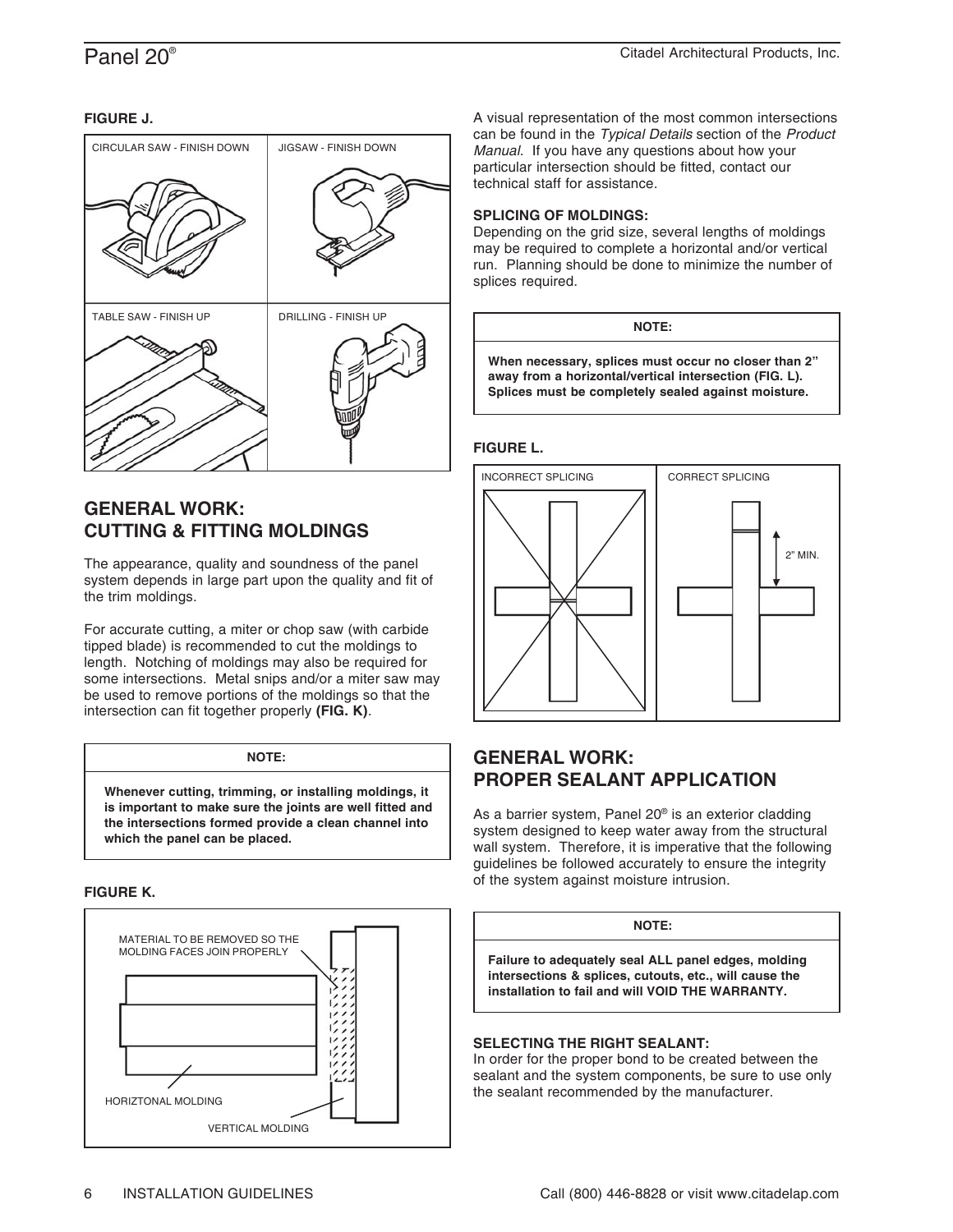**FIGURE J.**

| CIRCULAR SAW - FINISH DOWN | JIGSAW - FINISH DOWN |
|---|---|
| TABLE SAW - FINISH UP | DRILLING - FINISH UP |

## GENERAL WORK: CUTTING & FITTING MOLDINGS

The appearance, quality and soundness of the panel system depends in large part upon the quality and fit of the trim moldings.

For accurate cutting, a miter or chop saw (with carbide tipped blade) is recommended to cut the moldings to length. Notching of moldings may also be required for some intersections. Metal snips and/or a miter saw may be used to remove portions of the moldings so that the intersection can fit together properly **(FIG. K)**.

> **NOTE:**
>
> **Whenever cutting, trimming, or installing moldings, it is important to make sure the joints are well fitted and the intersections formed provide a clean channel into which the panel can be placed.**

**FIGURE K.**

MATERIAL TO BE REMOVED SO THE MOLDING FACES JOIN PROPERLY

HORIZTONAL MOLDING

VERTICAL MOLDING

A visual representation of the most common intersections can be found in the *Typical Details* section of the *Product Manual*. If you have any questions about how your particular intersection should be fitted, contact our technical staff for assistance.

**SPLICING OF MOLDINGS:**

Depending on the grid size, several lengths of moldings may be required to complete a horizontal and/or vertical run. Planning should be done to minimize the number of splices required.

> **NOTE:**
>
> **When necessary, splices must occur no closer than 2" away from a horizontal/vertical intersection (FIG. L). Splices must be completely sealed against moisture.**

**FIGURE L.**

| INCORRECT SPLICING | CORRECT SPLICING |
|---|---|
| | 2" MIN. |

## GENERAL WORK: PROPER SEALANT APPLICATION

As a barrier system, Panel 20® is an exterior cladding system designed to keep water away from the structural wall system. Therefore, it is imperative that the following guidelines be followed accurately to ensure the integrity of the system against moisture intrusion.

> **NOTE:**
>
> **Failure to adequately seal ALL panel edges, molding intersections & splices, cutouts, etc., will cause the installation to fail and will VOID THE WARRANTY.**

**SELECTING THE RIGHT SEALANT:**

In order for the proper bond to be created between the sealant and the system components, be sure to use only the sealant recommended by the manufacturer.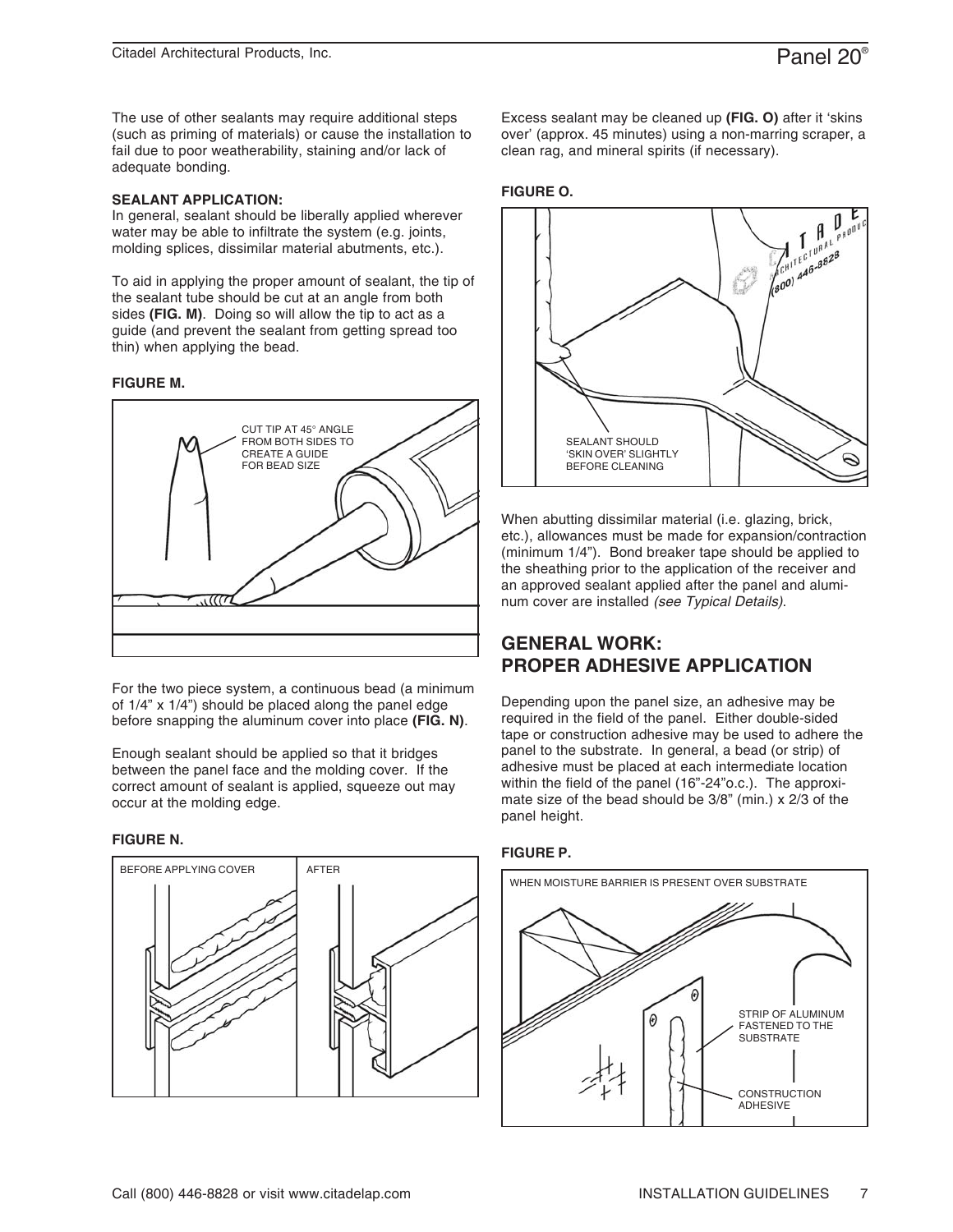The use of other sealants may require additional steps (such as priming of materials) or cause the installation to fail due to poor weatherability, staining and/or lack of adequate bonding.

**SEALANT APPLICATION:**
In general, sealant should be liberally applied wherever water may be able to infiltrate the system (e.g. joints, molding splices, dissimilar material abutments, etc.).

To aid in applying the proper amount of sealant, the tip of the sealant tube should be cut at an angle from both sides **(FIG. M)**. Doing so will allow the tip to act as a guide (and prevent the sealant from getting spread too thin) when applying the bead.

**FIGURE M.**

CUT TIP AT 45° ANGLE FROM BOTH SIDES TO CREATE A GUIDE FOR BEAD SIZE

For the two piece system, a continuous bead (a minimum of 1/4" x 1/4") should be placed along the panel edge before snapping the aluminum cover into place **(FIG. N)**.

Enough sealant should be applied so that it bridges between the panel face and the molding cover. If the correct amount of sealant is applied, squeeze out may occur at the molding edge.

**FIGURE N.**

BEFORE APPLYING COVER | AFTER

Excess sealant may be cleaned up **(FIG. O)** after it 'skins over' (approx. 45 minutes) using a non-marring scraper, a clean rag, and mineral spirits (if necessary).

**FIGURE O.**

SEALANT SHOULD 'SKIN OVER' SLIGHTLY BEFORE CLEANING

When abutting dissimilar material (i.e. glazing, brick, etc.), allowances must be made for expansion/contraction (minimum 1/4"). Bond breaker tape should be applied to the sheathing prior to the application of the receiver and an approved sealant applied after the panel and aluminum cover are installed *(see Typical Details)*.

## GENERAL WORK: PROPER ADHESIVE APPLICATION

Depending upon the panel size, an adhesive may be required in the field of the panel. Either double-sided tape or construction adhesive may be used to adhere the panel to the substrate. In general, a bead (or strip) of adhesive must be placed at each intermediate location within the field of the panel (16"-24"o.c.). The approximate size of the bead should be 3/8" (min.) x 2/3 of the panel height.

**FIGURE P.**

WHEN MOISTURE BARRIER IS PRESENT OVER SUBSTRATE

STRIP OF ALUMINUM FASTENED TO THE SUBSTRATE

CONSTRUCTION ADHESIVE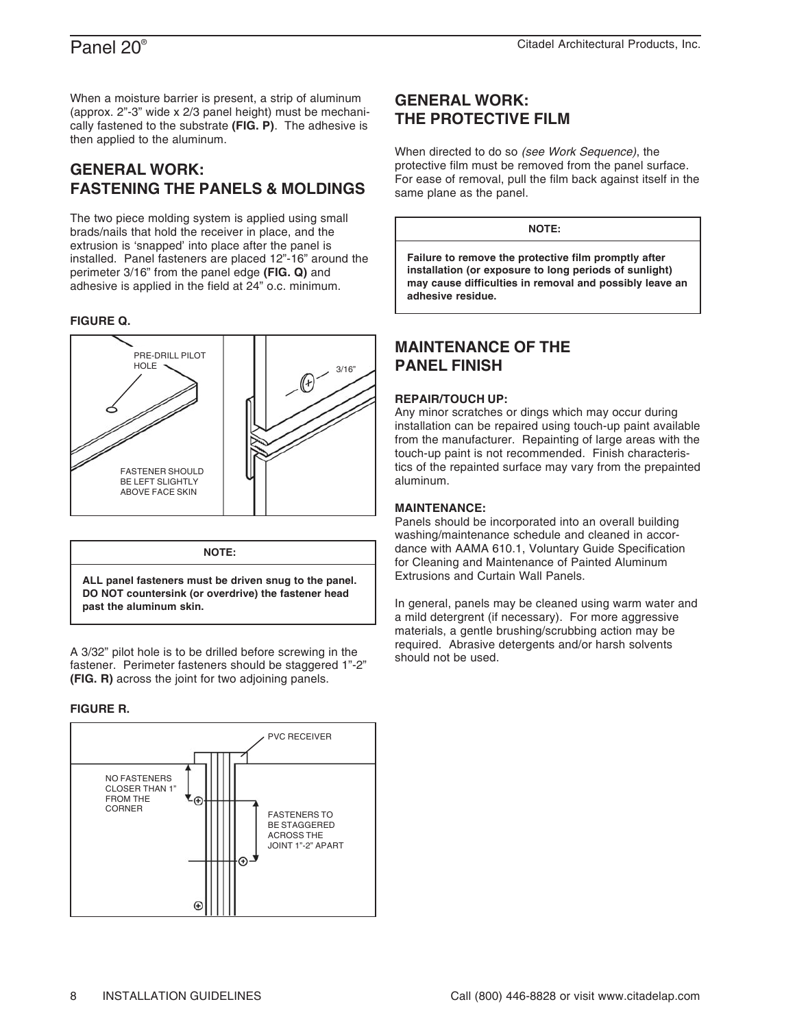When a moisture barrier is present, a strip of aluminum (approx. 2"-3" wide x 2/3 panel height) must be mechanically fastened to the substrate **(FIG. P)**. The adhesive is then applied to the aluminum.

## GENERAL WORK: FASTENING THE PANELS & MOLDINGS

The two piece molding system is applied using small brads/nails that hold the receiver in place, and the extrusion is 'snapped' into place after the panel is installed. Panel fasteners are placed 12"-16" around the perimeter 3/16" from the panel edge **(FIG. Q)** and adhesive is applied in the field at 24" o.c. minimum.

**FIGURE Q.**

PRE-DRILL PILOT HOLE

3/16"

FASTENER SHOULD BE LEFT SLIGHTLY ABOVE FACE SKIN

**NOTE:**

**ALL panel fasteners must be driven snug to the panel. DO NOT countersink (or overdrive) the fastener head past the aluminum skin.**

A 3/32" pilot hole is to be drilled before screwing in the fastener. Perimeter fasteners should be staggered 1"-2" **(FIG. R)** across the joint for two adjoining panels.

**FIGURE R.**

PVC RECEIVER

NO FASTENERS CLOSER THAN 1" FROM THE CORNER

FASTENERS TO BE STAGGERED ACROSS THE JOINT 1"-2" APART

## GENERAL WORK: THE PROTECTIVE FILM

When directed to do so *(see Work Sequence)*, the protective film must be removed from the panel surface. For ease of removal, pull the film back against itself in the same plane as the panel.

**NOTE:**

**Failure to remove the protective film promptly after installation (or exposure to long periods of sunlight) may cause difficulties in removal and possibly leave an adhesive residue.**

## MAINTENANCE OF THE PANEL FINISH

**REPAIR/TOUCH UP:**

Any minor scratches or dings which may occur during installation can be repaired using touch-up paint available from the manufacturer. Repainting of large areas with the touch-up paint is not recommended. Finish characteristics of the repainted surface may vary from the prepainted aluminum.

**MAINTENANCE:**

Panels should be incorporated into an overall building washing/maintenance schedule and cleaned in accordance with AAMA 610.1, Voluntary Guide Specification for Cleaning and Maintenance of Painted Aluminum Extrusions and Curtain Wall Panels.

In general, panels may be cleaned using warm water and a mild detergrent (if necessary). For more aggressive materials, a gentle brushing/scrubbing action may be required. Abrasive detergents and/or harsh solvents should not be used.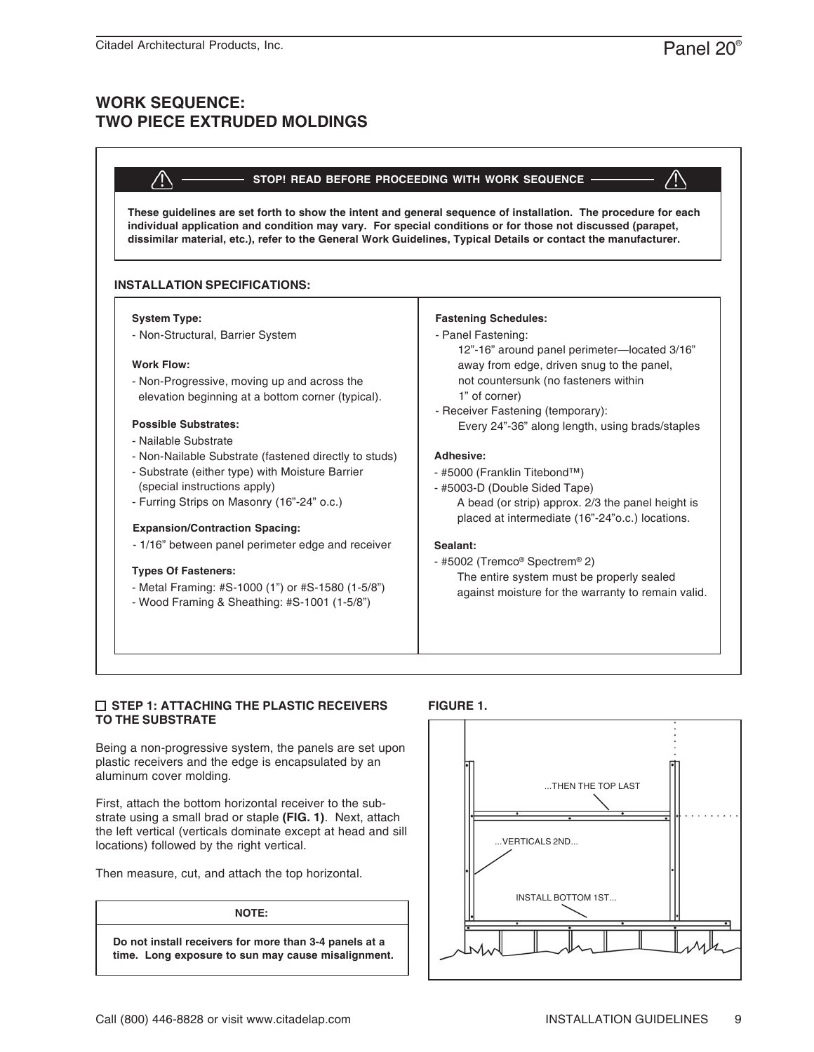# WORK SEQUENCE: TWO PIECE EXTRUDED MOLDINGS

**⚠ STOP! READ BEFORE PROCEEDING WITH WORK SEQUENCE ⚠**

**These guidelines are set forth to show the intent and general sequence of installation. The procedure for each individual application and condition may vary. For special conditions or for those not discussed (parapet, dissimilar material, etc.), refer to the General Work Guidelines, Typical Details or contact the manufacturer.**

## INSTALLATION SPECIFICATIONS:

**System Type:**
- Non-Structural, Barrier System

**Work Flow:**
- Non-Progressive, moving up and across the elevation beginning at a bottom corner (typical).

**Possible Substrates:**
- Nailable Substrate
- Non-Nailable Substrate (fastened directly to studs)
- Substrate (either type) with Moisture Barrier (special instructions apply)
- Furring Strips on Masonry (16"-24" o.c.)

**Expansion/Contraction Spacing:**
- 1/16" between panel perimeter edge and receiver

**Types Of Fasteners:**
- Metal Framing: #S-1000 (1") or #S-1580 (1-5/8")
- Wood Framing & Sheathing: #S-1001 (1-5/8")

**Fastening Schedules:**
- Panel Fastening:
  12"-16" around panel perimeter—located 3/16" away from edge, driven snug to the panel, not countersunk (no fasteners within 1" of corner)
- Receiver Fastening (temporary):
  Every 24"-36" along length, using brads/staples

**Adhesive:**
- #5000 (Franklin Titebond™)
- #5003-D (Double Sided Tape)
  A bead (or strip) approx. 2/3 the panel height is placed at intermediate (16"-24"o.c.) locations.

**Sealant:**
- #5002 (Tremco® Spectrem® 2)
  The entire system must be properly sealed against moisture for the warranty to remain valid.

## ☐ STEP 1: ATTACHING THE PLASTIC RECEIVERS TO THE SUBSTRATE

Being a non-progressive system, the panels are set upon plastic receivers and the edge is encapsulated by an aluminum cover molding.

First, attach the bottom horizontal receiver to the substrate using a small brad or staple **(FIG. 1)**. Next, attach the left vertical (verticals dominate except at head and sill locations) followed by the right vertical.

Then measure, cut, and attach the top horizontal.

**NOTE:**

**Do not install receivers for more than 3-4 panels at a time. Long exposure to sun may cause misalignment.**

**FIGURE 1.**

...THEN THE TOP LAST

...VERTICALS 2ND...

INSTALL BOTTOM 1ST...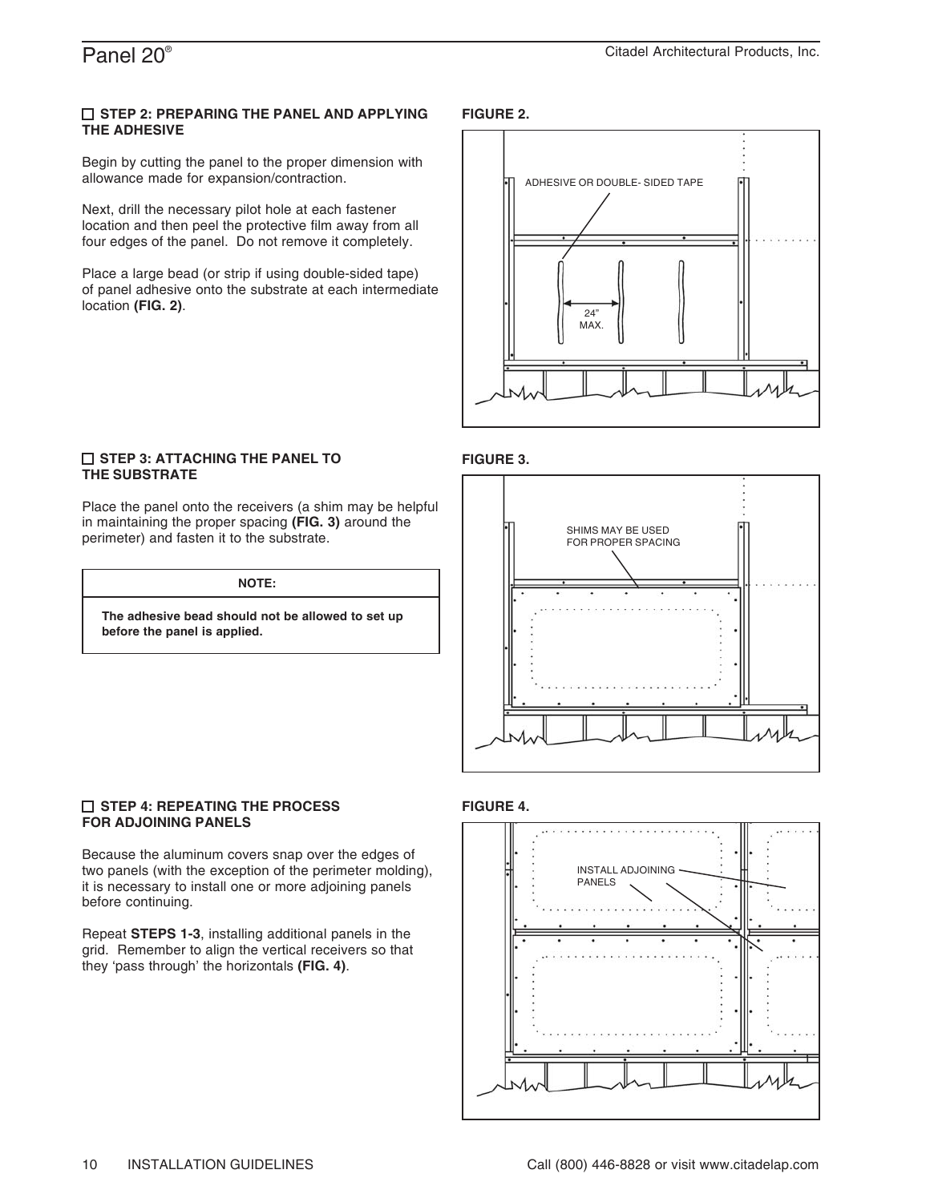### ☐ STEP 2: PREPARING THE PANEL AND APPLYING THE ADHESIVE

Begin by cutting the panel to the proper dimension with allowance made for expansion/contraction.

Next, drill the necessary pilot hole at each fastener location and then peel the protective film away from all four edges of the panel. Do not remove it completely.

Place a large bead (or strip if using double-sided tape) of panel adhesive onto the substrate at each intermediate location **(FIG. 2)**.

**FIGURE 2.**

ADHESIVE OR DOUBLE- SIDED TAPE

24" MAX.

### ☐ STEP 3: ATTACHING THE PANEL TO THE SUBSTRATE

Place the panel onto the receivers (a shim may be helpful in maintaining the proper spacing **(FIG. 3)** around the perimeter) and fasten it to the substrate.

| NOTE: |
| --- |
| **The adhesive bead should not be allowed to set up before the panel is applied.** |

**FIGURE 3.**

SHIMS MAY BE USED FOR PROPER SPACING

### ☐ STEP 4: REPEATING THE PROCESS FOR ADJOINING PANELS

Because the aluminum covers snap over the edges of two panels (with the exception of the perimeter molding), it is necessary to install one or more adjoining panels before continuing.

Repeat **STEPS 1-3**, installing additional panels in the grid. Remember to align the vertical receivers so that they 'pass through' the horizontals **(FIG. 4)**.

**FIGURE 4.**

INSTALL ADJOINING PANELS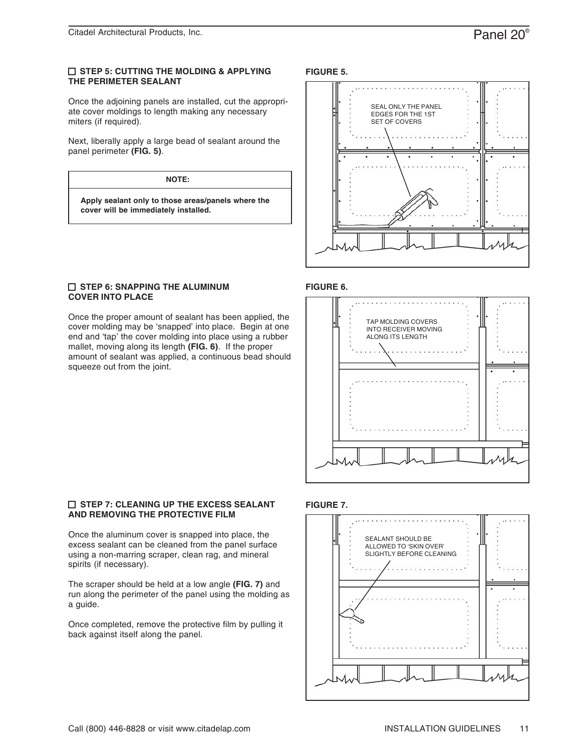### ☐ STEP 5: CUTTING THE MOLDING & APPLYING THE PERIMETER SEALANT

Once the adjoining panels are installed, cut the appropriate cover moldings to length making any necessary miters (if required).

Next, liberally apply a large bead of sealant around the panel perimeter **(FIG. 5)**.

| NOTE: |
| --- |
| **Apply sealant only to those areas/panels where the cover will be immediately installed.** |

**FIGURE 5.**

SEAL ONLY THE PANEL EDGES FOR THE 1ST SET OF COVERS

### ☐ STEP 6: SNAPPING THE ALUMINUM COVER INTO PLACE

Once the proper amount of sealant has been applied, the cover molding may be 'snapped' into place. Begin at one end and 'tap' the cover molding into place using a rubber mallet, moving along its length **(FIG. 6)**. If the proper amount of sealant was applied, a continuous bead should squeeze out from the joint.

**FIGURE 6.**

TAP MOLDING COVERS INTO RECEIVER MOVING ALONG ITS LENGTH

### ☐ STEP 7: CLEANING UP THE EXCESS SEALANT AND REMOVING THE PROTECTIVE FILM

Once the aluminum cover is snapped into place, the excess sealant can be cleaned from the panel surface using a non-marring scraper, clean rag, and mineral spirits (if necessary).

The scraper should be held at a low angle **(FIG. 7)** and run along the perimeter of the panel using the molding as a guide.

Once completed, remove the protective film by pulling it back against itself along the panel.

**FIGURE 7.**

SEALANT SHOULD BE ALLOWED TO 'SKIN OVER' SLIGHTLY BEFORE CLEANING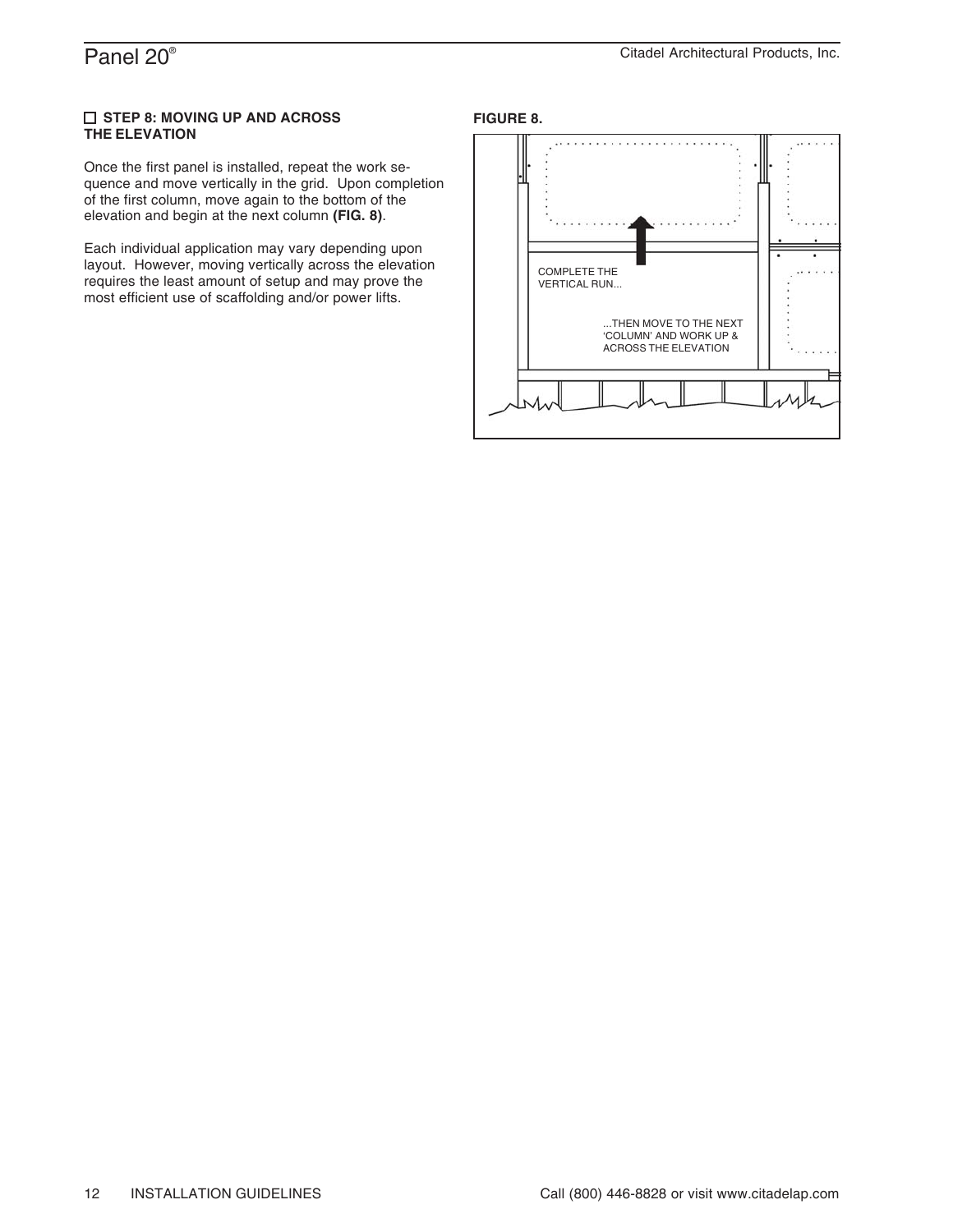## ☐ STEP 8: MOVING UP AND ACROSS THE ELEVATION

Once the first panel is installed, repeat the work sequence and move vertically in the grid. Upon completion of the first column, move again to the bottom of the elevation and begin at the next column **(FIG. 8)**.

Each individual application may vary depending upon layout. However, moving vertically across the elevation requires the least amount of setup and may prove the most efficient use of scaffolding and/or power lifts.

**FIGURE 8.**

COMPLETE THE VERTICAL RUN...

...THEN MOVE TO THE NEXT 'COLUMN' AND WORK UP & ACROSS THE ELEVATION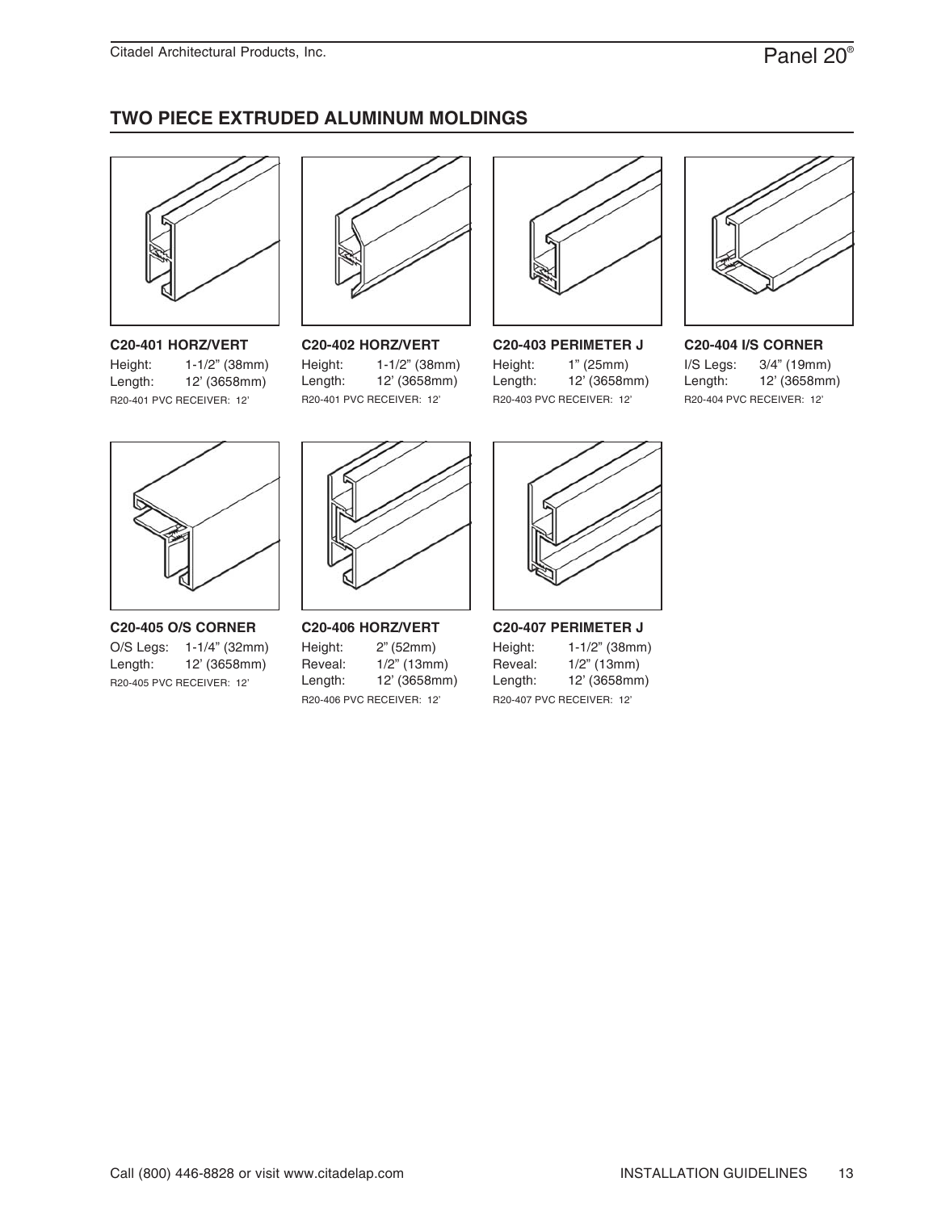## TWO PIECE EXTRUDED ALUMINUM MOLDINGS

**C20-401 HORZ/VERT**

Height: 1-1/2" (38mm)
Length: 12' (3658mm)
R20-401 PVC RECEIVER: 12'

**C20-402 HORZ/VERT**

Height: 1-1/2" (38mm)
Length: 12' (3658mm)
R20-401 PVC RECEIVER: 12'

**C20-403 PERIMETER J**

Height: 1" (25mm)
Length: 12' (3658mm)
R20-403 PVC RECEIVER: 12'

**C20-404 I/S CORNER**

I/S Legs: 3/4" (19mm)
Length: 12' (3658mm)
R20-404 PVC RECEIVER: 12'

**C20-405 O/S CORNER**

O/S Legs: 1-1/4" (32mm)
Length: 12' (3658mm)
R20-405 PVC RECEIVER: 12'

**C20-406 HORZ/VERT**

Height: 2" (52mm)
Reveal: 1/2" (13mm)
Length: 12' (3658mm)
R20-406 PVC RECEIVER: 12'

**C20-407 PERIMETER J**

Height: 1-1/2" (38mm)
Reveal: 1/2" (13mm)
Length: 12' (3658mm)
R20-407 PVC RECEIVER: 12'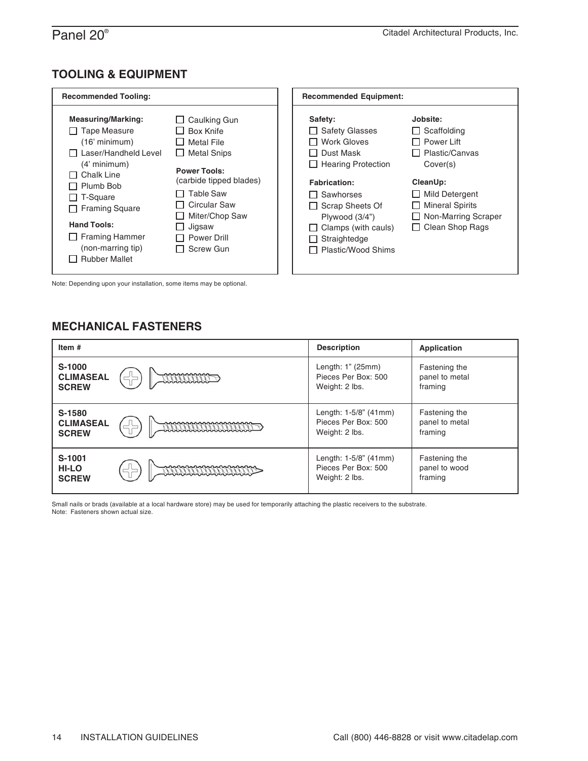## TOOLING & EQUIPMENT

**Recommended Tooling:**

**Measuring/Marking:**
- ☐ Tape Measure (16' minimum)
- ☐ Laser/Handheld Level (4' minimum)
- ☐ Chalk Line
- ☐ Plumb Bob
- ☐ T-Square
- ☐ Framing Square

**Hand Tools:**
- ☐ Framing Hammer (non-marring tip)
- ☐ Rubber Mallet
- ☐ Caulking Gun
- ☐ Box Knife
- ☐ Metal File
- ☐ Metal Snips

**Power Tools:**
(carbide tipped blades)
- ☐ Table Saw
- ☐ Circular Saw
- ☐ Miter/Chop Saw
- ☐ Jigsaw
- ☐ Power Drill
- ☐ Screw Gun

**Recommended Equipment:**

**Safety:**
- ☐ Safety Glasses
- ☐ Work Gloves
- ☐ Dust Mask
- ☐ Hearing Protection

**Fabrication:**
- ☐ Sawhorses
- ☐ Scrap Sheets Of Plywood (3/4")
- ☐ Clamps (with cauls)
- ☐ Straightedge
- ☐ Plastic/Wood Shims

**Jobsite:**
- ☐ Scaffolding
- ☐ Power Lift
- ☐ Plastic/Canvas Cover(s)

**CleanUp:**
- ☐ Mild Detergent
- ☐ Mineral Spirits
- ☐ Non-Marring Scraper
- ☐ Clean Shop Rags

Note: Depending upon your installation, some items may be optional.

## MECHANICAL FASTENERS

| Item # | Description | Application |
|---|---|---|
| **S-1000 CLIMASEAL SCREW** | Length: 1" (25mm)<br>Pieces Per Box: 500<br>Weight: 2 lbs. | Fastening the panel to metal framing |
| **S-1580 CLIMASEAL SCREW** | Length: 1-5/8" (41mm)<br>Pieces Per Box: 500<br>Weight: 2 lbs. | Fastening the panel to metal framing |
| **S-1001 HI-LO SCREW** | Length: 1-5/8" (41mm)<br>Pieces Per Box: 500<br>Weight: 2 lbs. | Fastening the panel to wood framing |

Small nails or brads (available at a local hardware store) may be used for temporarily attaching the plastic receivers to the substrate.
Note: Fasteners shown actual size.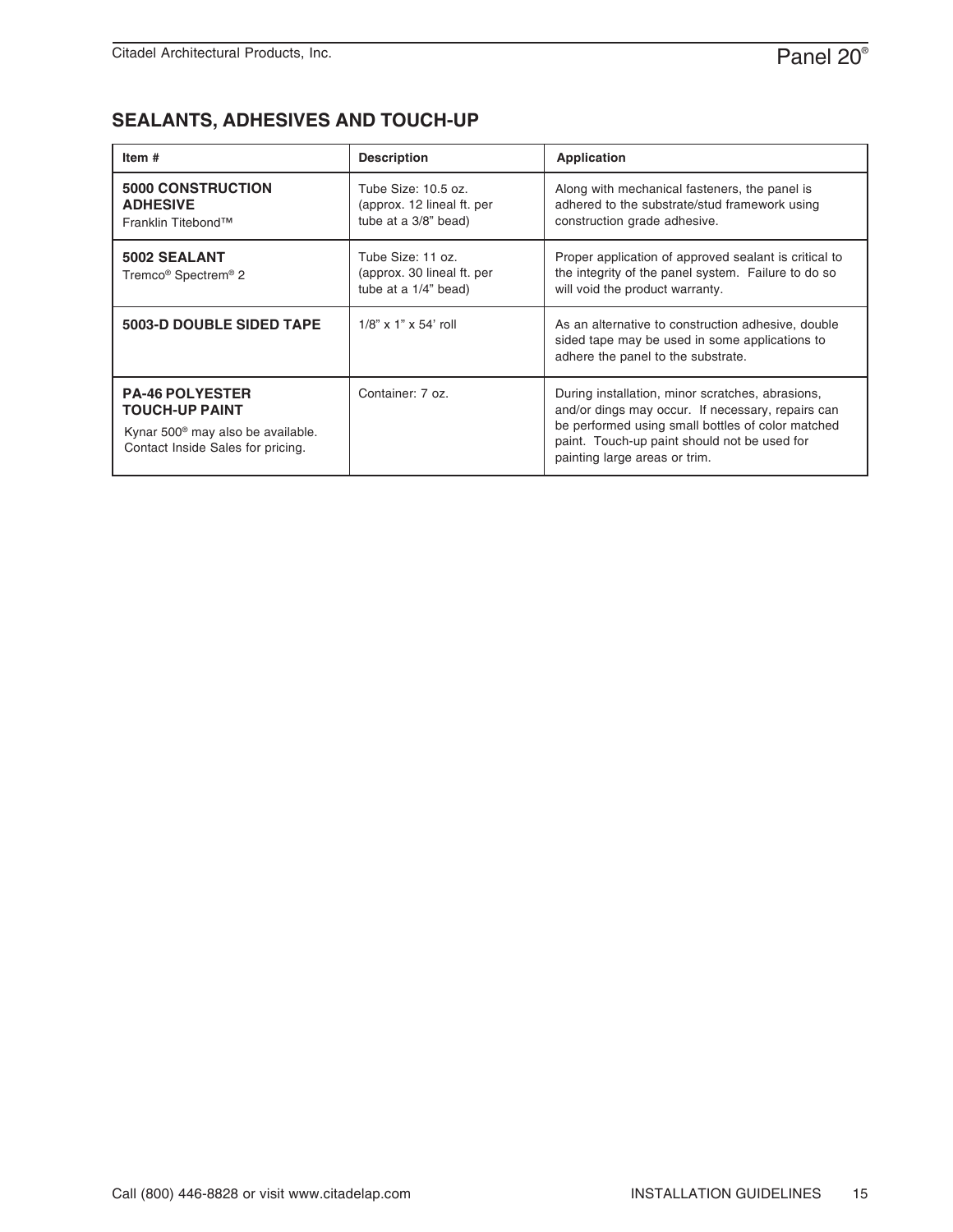## SEALANTS, ADHESIVES AND TOUCH-UP

| Item # | Description | Application |
|---|---|---|
| **5000 CONSTRUCTION ADHESIVE**<br>Franklin Titebond™ | Tube Size: 10.5 oz. (approx. 12 lineal ft. per tube at a 3/8” bead) | Along with mechanical fasteners, the panel is adhered to the substrate/stud framework using construction grade adhesive. |
| **5002 SEALANT**<br>Tremco® Spectrem® 2 | Tube Size: 11 oz. (approx. 30 lineal ft. per tube at a 1/4” bead) | Proper application of approved sealant is critical to the integrity of the panel system. Failure to do so will void the product warranty. |
| **5003-D DOUBLE SIDED TAPE** | 1/8” x 1” x 54’ roll | As an alternative to construction adhesive, double sided tape may be used in some applications to adhere the panel to the substrate. |
| **PA-46 POLYESTER TOUCH-UP PAINT**<br>Kynar 500® may also be available. Contact Inside Sales for pricing. | Container: 7 oz. | During installation, minor scratches, abrasions, and/or dings may occur. If necessary, repairs can be performed using small bottles of color matched paint. Touch-up paint should not be used for painting large areas or trim. |